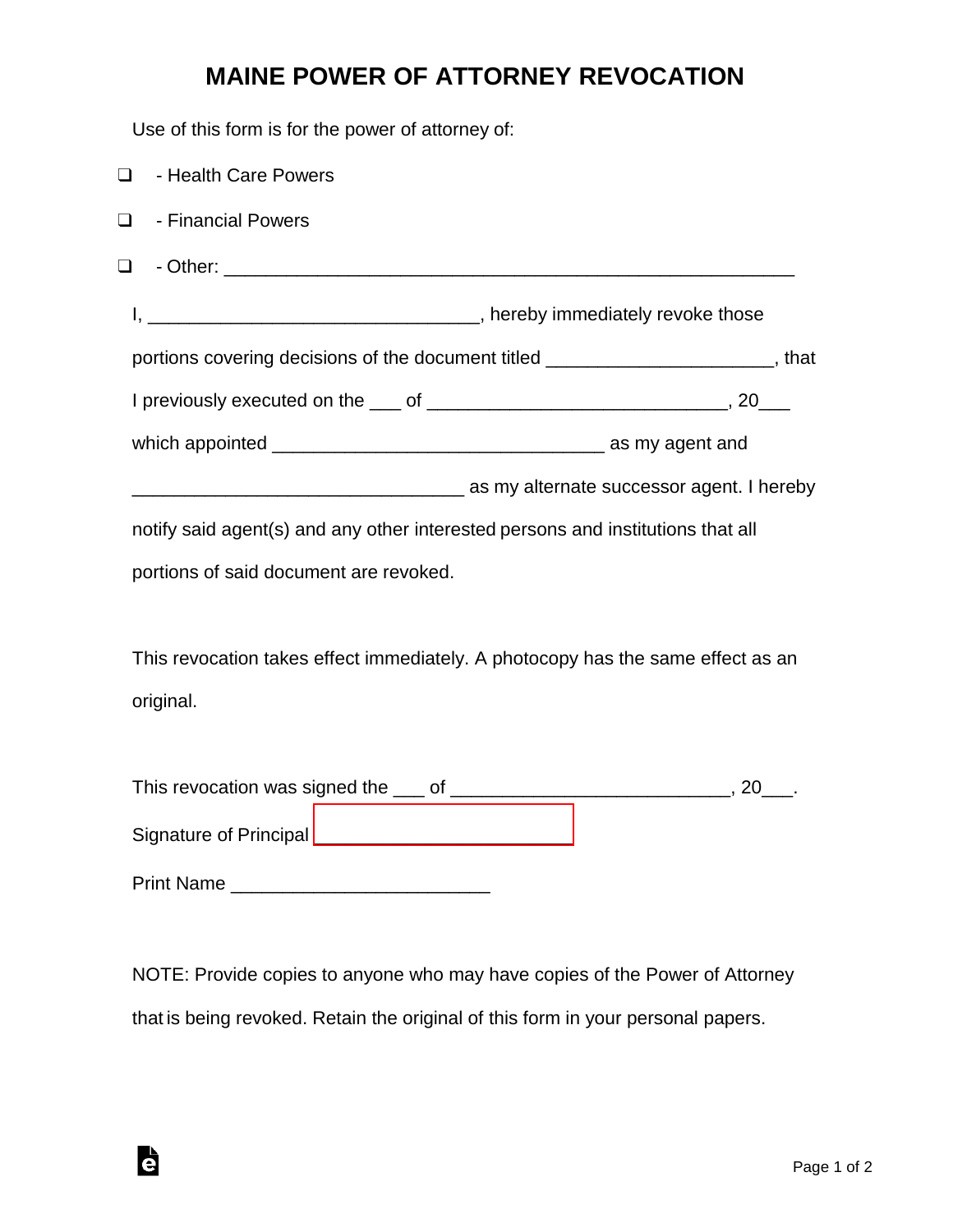# MAINE POWER OF ATTORNEY REVOCATION

Use of this form is for the power of attorney of:

❑ - Health Care Powers

❑ - Financial Powers

❑ - Other: _______________________________________________________

I, ________________________________, hereby immediately revoke those portions covering decisions of the document titled _____________________, that I previously executed on the ___ of ____________________________, 20___ which appointed ________________________________ as my agent and ________________________________ as my alternate successor agent. I hereby notify said agent(s) and any other interested persons and institutions that all portions of said document are revoked.

This revocation takes effect immediately. A photocopy has the same effect as an original.

This revocation was signed the ___ of __________________________, 20___.

Signature of Principal ________________________

Print Name ________________________

NOTE: Provide copies to anyone who may have copies of the Power of Attorney that is being revoked. Retain the original of this form in your personal papers.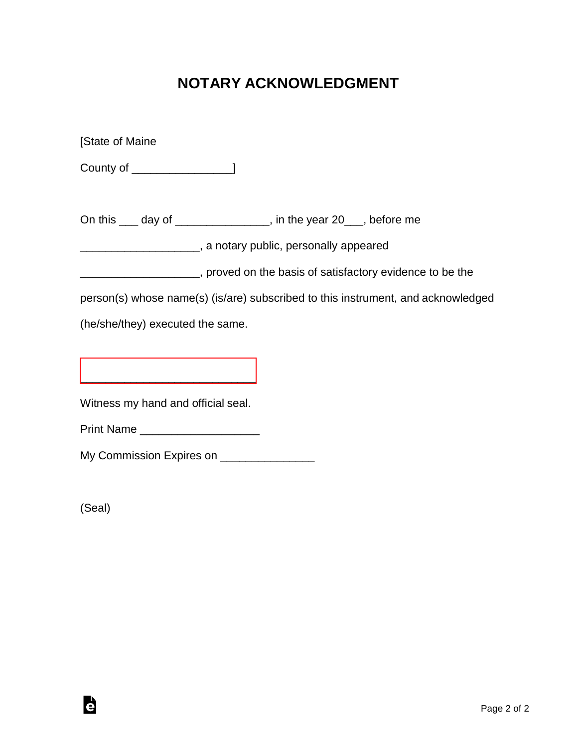# NOTARY ACKNOWLEDGMENT

[State of Maine

County of ________________]

On this ___ day of _______________, in the year 20___, before me

___________________, a notary public, personally appeared

___________________, proved on the basis of satisfactory evidence to be the

person(s) whose name(s) (is/are) subscribed to this instrument, and acknowledged

(he/she/they) executed the same.

____________________________

Witness my hand and official seal.

Print Name ___________________

My Commission Expires on _______________

(Seal)